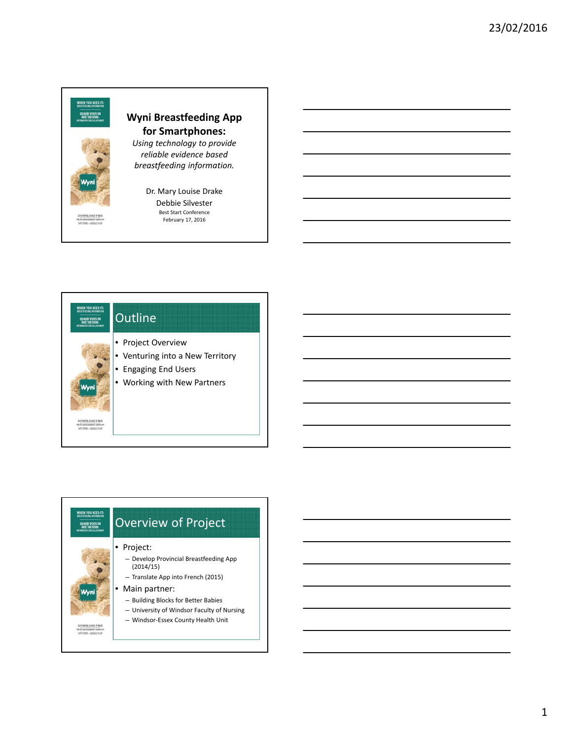# Wyni Breastfeeding App for Smartphones:

*Using technology to provide reliable evidence based breastfeeding information.*

Dr. Mary Louise Drake
Debbie Silvester
Best Start Conference
February 17, 2016

## Outline

- Project Overview
- Venturing into a New Territory
- Engaging End Users
- Working with New Partners

## Overview of Project

- Project:
  - Develop Provincial Breastfeeding App (2014/15)
  - Translate App into French (2015)
- Main partner:
  - Building Blocks for Better Babies
  - University of Windsor Faculty of Nursing
  - Windsor-Essex County Health Unit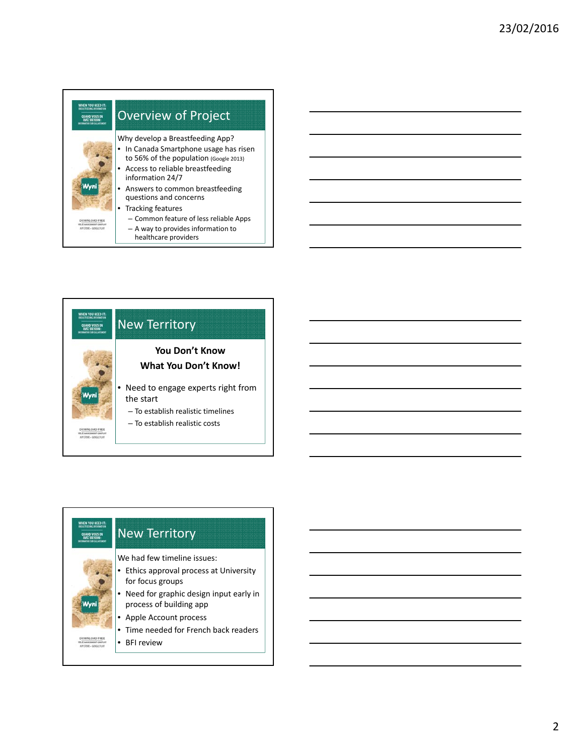## Overview of Project

Why develop a Breastfeeding App?

- In Canada Smartphone usage has risen to 56% of the population (Google 2013)
- Access to reliable breastfeeding information 24/7
- Answers to common breastfeeding questions and concerns
- Tracking features
  - Common feature of less reliable Apps
  - A way to provides information to healthcare providers

## New Territory

**You Don't Know**

**What You Don't Know!**

- Need to engage experts right from the start
  - To establish realistic timelines
  - To establish realistic costs

## New Territory

We had few timeline issues:

- Ethics approval process at University for focus groups
- Need for graphic design input early in process of building app
- Apple Account process
- Time needed for French back readers
- BFI review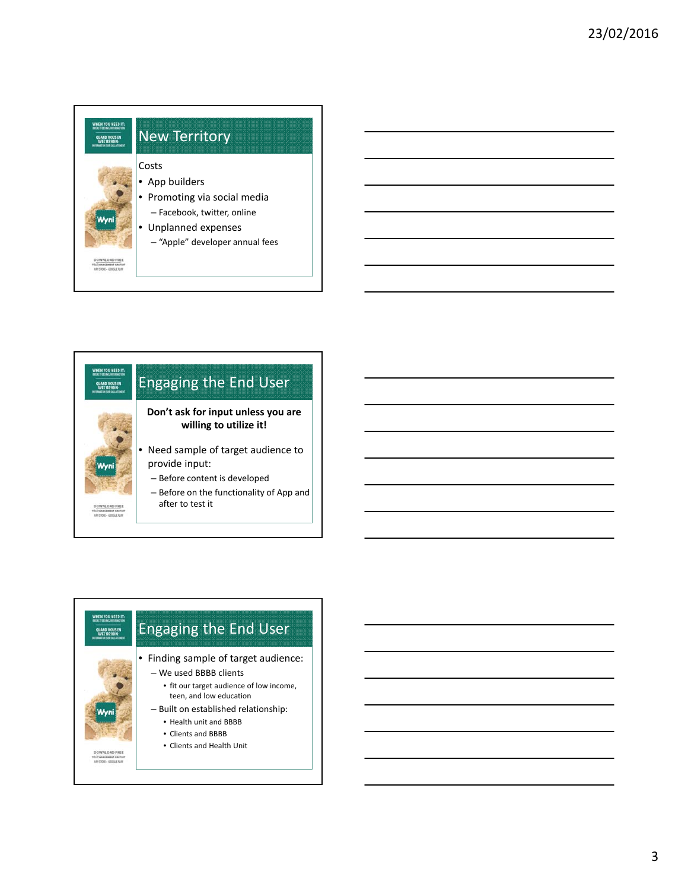## New Territory

Costs

- App builders
- Promoting via social media
  - Facebook, twitter, online
- Unplanned expenses
  - "Apple" developer annual fees

## Engaging the End User

**Don't ask for input unless you are willing to utilize it!**

- Need sample of target audience to provide input:
  - Before content is developed
  - Before on the functionality of App and after to test it

## Engaging the End User

- Finding sample of target audience:
  - We used BBBB clients
    - fit our target audience of low income, teen, and low education
  - Built on established relationship:
    - Health unit and BBBB
    - Clients and BBBB
    - Clients and Health Unit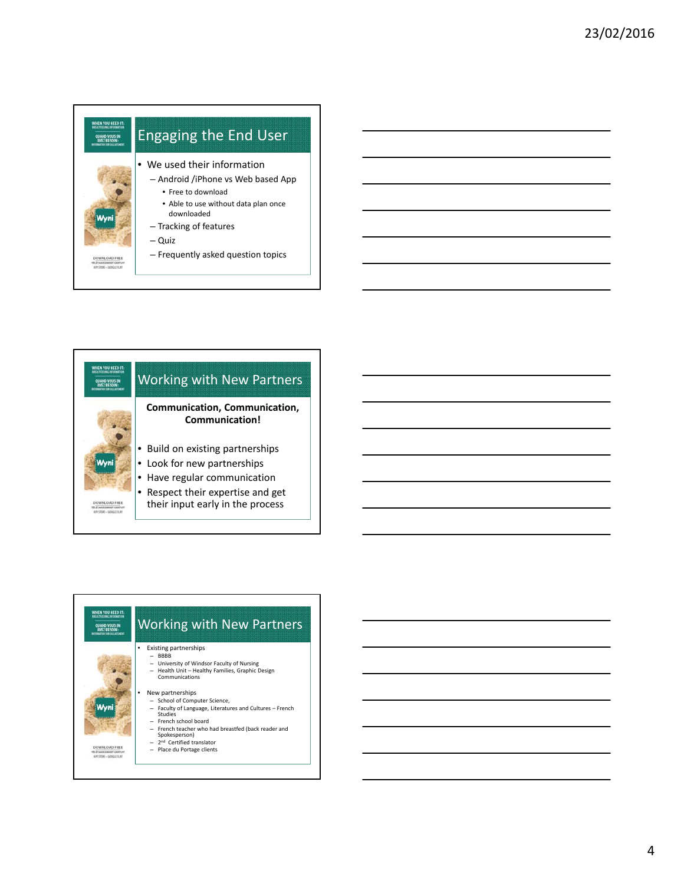## Engaging the End User

- We used their information
  - Android /iPhone vs Web based App
    - Free to download
    - Able to use without data plan once downloaded
  - Tracking of features
  - Quiz
  - Frequently asked question topics

## Working with New Partners

**Communication, Communication, Communication!**

- Build on existing partnerships
- Look for new partnerships
- Have regular communication
- Respect their expertise and get their input early in the process

## Working with New Partners

- Existing partnerships
  - BBBB
  - University of Windsor Faculty of Nursing
  - Health Unit – Healthy Families, Graphic Design Communications
- New partnerships
  - School of Computer Science,
  - Faculty of Language, Literatures and Cultures – French Studies
  - French school board
  - French teacher who had breastfed (back reader and Spokesperson)
  - 2nd Certified translator
  - Place du Portage clients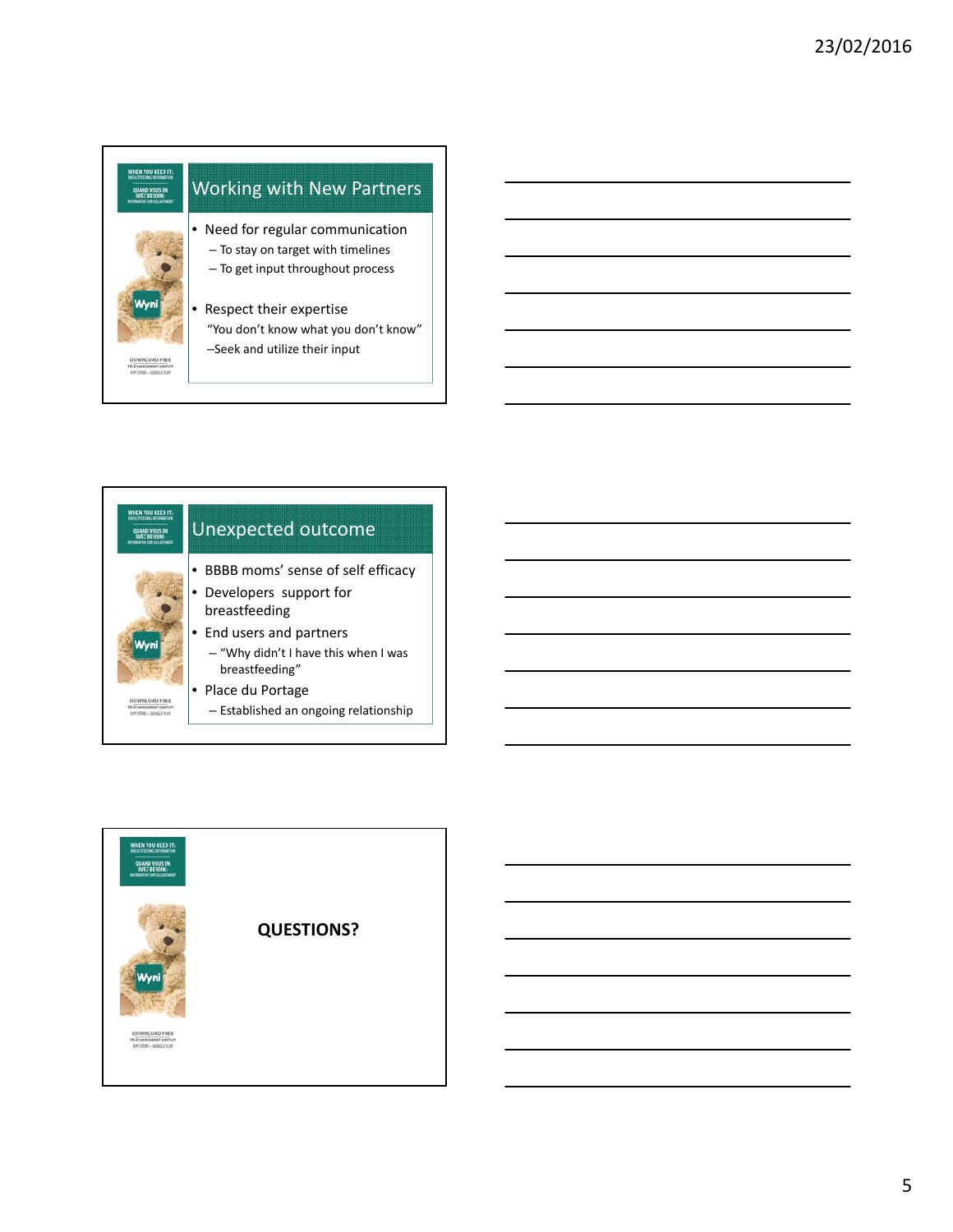## Working with New Partners

- Need for regular communication
  - To stay on target with timelines
  - To get input throughout process
- Respect their expertise
  "You don't know what you don't know"
  –Seek and utilize their input

## Unexpected outcome

- BBBB moms' sense of self efficacy
- Developers support for breastfeeding
- End users and partners
  - "Why didn't I have this when I was breastfeeding"
- Place du Portage
  - Established an ongoing relationship

**QUESTIONS?**